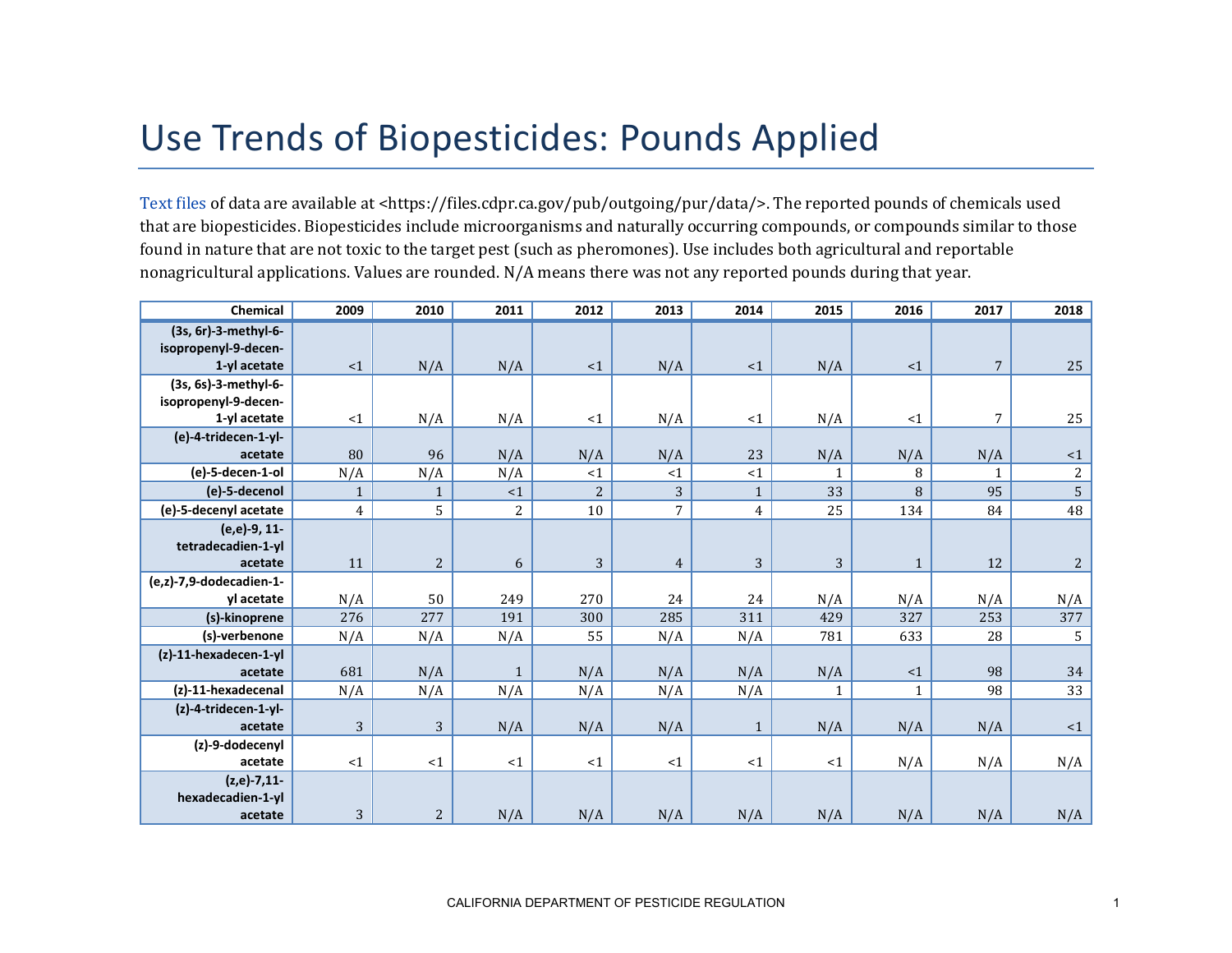# Use Trends of Biopesticides: Pounds Applied

Text files of data are available at <https://files.cdpr.ca.gov/pub/outgoing/pur/data/>. The reported pounds of chemicals used that are biopesticides. Biopesticides include microorganisms and naturally occurring compounds, or compounds similar to those found in nature that are not toxic to the target pest (such as pheromones). Use includes both agricultural and reportable nonagricultural applications. Values are rounded. N/A means there was not any reported pounds during that year.

| Chemical | 2009 | 2010 | 2011 | 2012 | 2013 | 2014 | 2015 | 2016 | 2017 | 2018 |
|---|---|---|---|---|---|---|---|---|---|---|
| (3s, 6r)-3-methyl-6-isopropenyl-9-decen-1-yl acetate | <1 | N/A | N/A | <1 | N/A | <1 | N/A | <1 | 7 | 25 |
| (3s, 6s)-3-methyl-6-isopropenyl-9-decen-1-yl acetate | <1 | N/A | N/A | <1 | N/A | <1 | N/A | <1 | 7 | 25 |
| (e)-4-tridecen-1-yl-acetate | 80 | 96 | N/A | N/A | N/A | 23 | N/A | N/A | N/A | <1 |
| (e)-5-decen-1-ol | N/A | N/A | N/A | <1 | <1 | <1 | 1 | 8 | 1 | 2 |
| (e)-5-decenol | 1 | 1 | <1 | 2 | 3 | 1 | 33 | 8 | 95 | 5 |
| (e)-5-decenyl acetate | 4 | 5 | 2 | 10 | 7 | 4 | 25 | 134 | 84 | 48 |
| (e,e)-9, 11-tetradecadien-1-yl acetate | 11 | 2 | 6 | 3 | 4 | 3 | 3 | 1 | 12 | 2 |
| (e,z)-7,9-dodecadien-1-yl acetate | N/A | 50 | 249 | 270 | 24 | 24 | N/A | N/A | N/A | N/A |
| (s)-kinoprene | 276 | 277 | 191 | 300 | 285 | 311 | 429 | 327 | 253 | 377 |
| (s)-verbenone | N/A | N/A | N/A | 55 | N/A | N/A | 781 | 633 | 28 | 5 |
| (z)-11-hexadecen-1-yl acetate | 681 | N/A | 1 | N/A | N/A | N/A | N/A | <1 | 98 | 34 |
| (z)-11-hexadecenal | N/A | N/A | N/A | N/A | N/A | N/A | 1 | 1 | 98 | 33 |
| (z)-4-tridecen-1-yl-acetate | 3 | 3 | N/A | N/A | N/A | 1 | N/A | N/A | N/A | <1 |
| (z)-9-dodecenyl acetate | <1 | <1 | <1 | <1 | <1 | <1 | <1 | N/A | N/A | N/A |
| (z,e)-7,11-hexadecadien-1-yl acetate | 3 | 2 | N/A | N/A | N/A | N/A | N/A | N/A | N/A | N/A |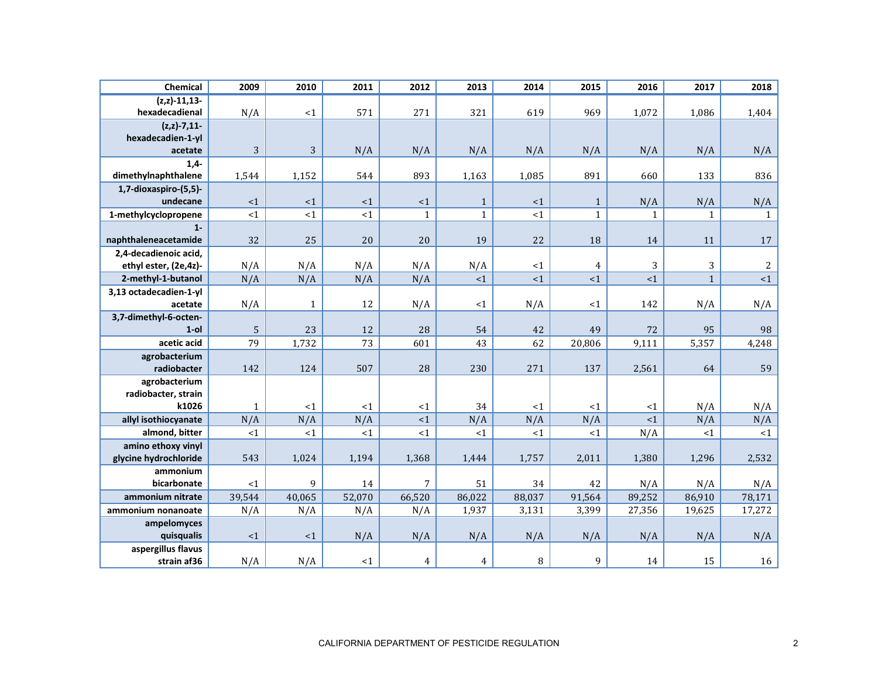| Chemical | 2009 | 2010 | 2011 | 2012 | 2013 | 2014 | 2015 | 2016 | 2017 | 2018 |
|---|---|---|---|---|---|---|---|---|---|---|
| (z,z)-11,13-hexadecadienal | N/A | <1 | 571 | 271 | 321 | 619 | 969 | 1,072 | 1,086 | 1,404 |
| (z,z)-7,11-hexadecadien-1-yl acetate | 3 | 3 | N/A | N/A | N/A | N/A | N/A | N/A | N/A | N/A |
| 1,4-dimethylnaphthalene | 1,544 | 1,152 | 544 | 893 | 1,163 | 1,085 | 891 | 660 | 133 | 836 |
| 1,7-dioxaspiro-(5,5)-undecane | <1 | <1 | <1 | <1 | 1 | <1 | 1 | N/A | N/A | N/A |
| 1-methylcyclopropene | <1 | <1 | <1 | 1 | 1 | <1 | 1 | 1 | 1 | 1 |
| 1-naphthaleneacetamide | 32 | 25 | 20 | 20 | 19 | 22 | 18 | 14 | 11 | 17 |
| 2,4-decadienoic acid, ethyl ester, (2e,4z)- | N/A | N/A | N/A | N/A | N/A | <1 | 4 | 3 | 3 | 2 |
| 2-methyl-1-butanol | N/A | N/A | N/A | N/A | <1 | <1 | <1 | <1 | 1 | <1 |
| 3,13 octadecadien-1-yl acetate | N/A | 1 | 12 | N/A | <1 | N/A | <1 | 142 | N/A | N/A |
| 3,7-dimethyl-6-octen-1-ol | 5 | 23 | 12 | 28 | 54 | 42 | 49 | 72 | 95 | 98 |
| acetic acid | 79 | 1,732 | 73 | 601 | 43 | 62 | 20,806 | 9,111 | 5,357 | 4,248 |
| agrobacterium radiobacter | 142 | 124 | 507 | 28 | 230 | 271 | 137 | 2,561 | 64 | 59 |
| agrobacterium radiobacter, strain k1026 | 1 | <1 | <1 | <1 | 34 | <1 | <1 | <1 | N/A | N/A |
| allyl isothiocyanate | N/A | N/A | N/A | <1 | N/A | N/A | N/A | <1 | N/A | N/A |
| almond, bitter | <1 | <1 | <1 | <1 | <1 | <1 | <1 | N/A | <1 | <1 |
| amino ethoxy vinyl glycine hydrochloride | 543 | 1,024 | 1,194 | 1,368 | 1,444 | 1,757 | 2,011 | 1,380 | 1,296 | 2,532 |
| ammonium bicarbonate | <1 | 9 | 14 | 7 | 51 | 34 | 42 | N/A | N/A | N/A |
| ammonium nitrate | 39,544 | 40,065 | 52,070 | 66,520 | 86,022 | 88,037 | 91,564 | 89,252 | 86,910 | 78,171 |
| ammonium nonanoate | N/A | N/A | N/A | N/A | 1,937 | 3,131 | 3,399 | 27,356 | 19,625 | 17,272 |
| ampelomyces quisqualis | <1 | <1 | N/A | N/A | N/A | N/A | N/A | N/A | N/A | N/A |
| aspergillus flavus strain af36 | N/A | N/A | <1 | 4 | 4 | 8 | 9 | 14 | 15 | 16 |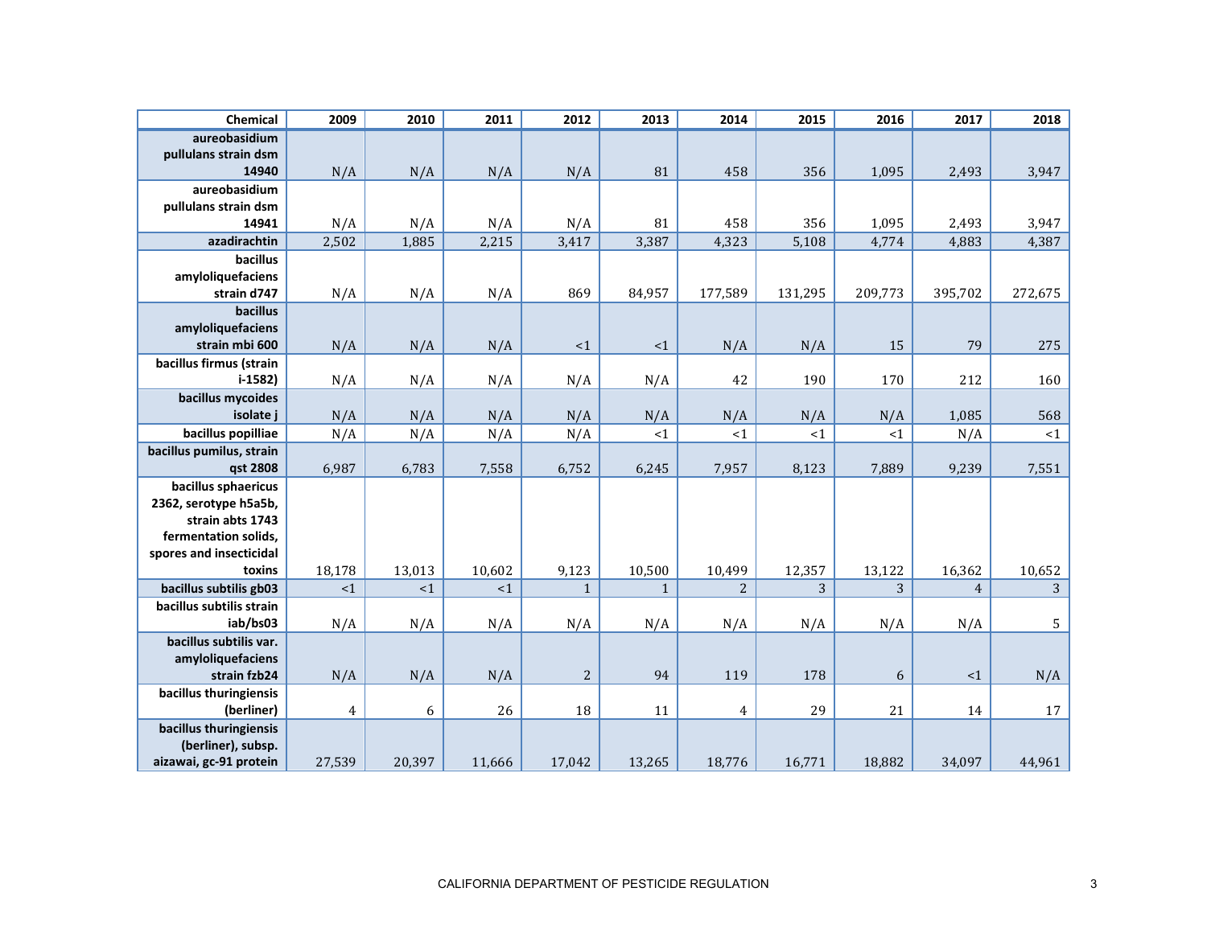| Chemical | 2009 | 2010 | 2011 | 2012 | 2013 | 2014 | 2015 | 2016 | 2017 | 2018 |
|---|---|---|---|---|---|---|---|---|---|---|
| aureobasidium pullulans strain dsm 14940 | N/A | N/A | N/A | N/A | 81 | 458 | 356 | 1,095 | 2,493 | 3,947 |
| aureobasidium pullulans strain dsm 14941 | N/A | N/A | N/A | N/A | 81 | 458 | 356 | 1,095 | 2,493 | 3,947 |
| azadirachtin | 2,502 | 1,885 | 2,215 | 3,417 | 3,387 | 4,323 | 5,108 | 4,774 | 4,883 | 4,387 |
| bacillus amyloliquefaciens strain d747 | N/A | N/A | N/A | 869 | 84,957 | 177,589 | 131,295 | 209,773 | 395,702 | 272,675 |
| bacillus amyloliquefaciens strain mbi 600 | N/A | N/A | N/A | <1 | <1 | N/A | N/A | 15 | 79 | 275 |
| bacillus firmus (strain i-1582) | N/A | N/A | N/A | N/A | N/A | 42 | 190 | 170 | 212 | 160 |
| bacillus mycoides isolate j | N/A | N/A | N/A | N/A | N/A | N/A | N/A | N/A | 1,085 | 568 |
| bacillus popilliae | N/A | N/A | N/A | N/A | <1 | <1 | <1 | <1 | N/A | <1 |
| bacillus pumilus, strain qst 2808 | 6,987 | 6,783 | 7,558 | 6,752 | 6,245 | 7,957 | 8,123 | 7,889 | 9,239 | 7,551 |
| bacillus sphaericus 2362, serotype h5a5b, strain abts 1743 fermentation solids, spores and insecticidal toxins | 18,178 | 13,013 | 10,602 | 9,123 | 10,500 | 10,499 | 12,357 | 13,122 | 16,362 | 10,652 |
| bacillus subtilis gb03 | <1 | <1 | <1 | 1 | 1 | 2 | 3 | 3 | 4 | 3 |
| bacillus subtilis strain iab/bs03 | N/A | N/A | N/A | N/A | N/A | N/A | N/A | N/A | N/A | 5 |
| bacillus subtilis var. amyloliquefaciens strain fzb24 | N/A | N/A | N/A | 2 | 94 | 119 | 178 | 6 | <1 | N/A |
| bacillus thuringiensis (berliner) | 4 | 6 | 26 | 18 | 11 | 4 | 29 | 21 | 14 | 17 |
| bacillus thuringiensis (berliner), subsp. aizawai, gc-91 protein | 27,539 | 20,397 | 11,666 | 17,042 | 13,265 | 18,776 | 16,771 | 18,882 | 34,097 | 44,961 |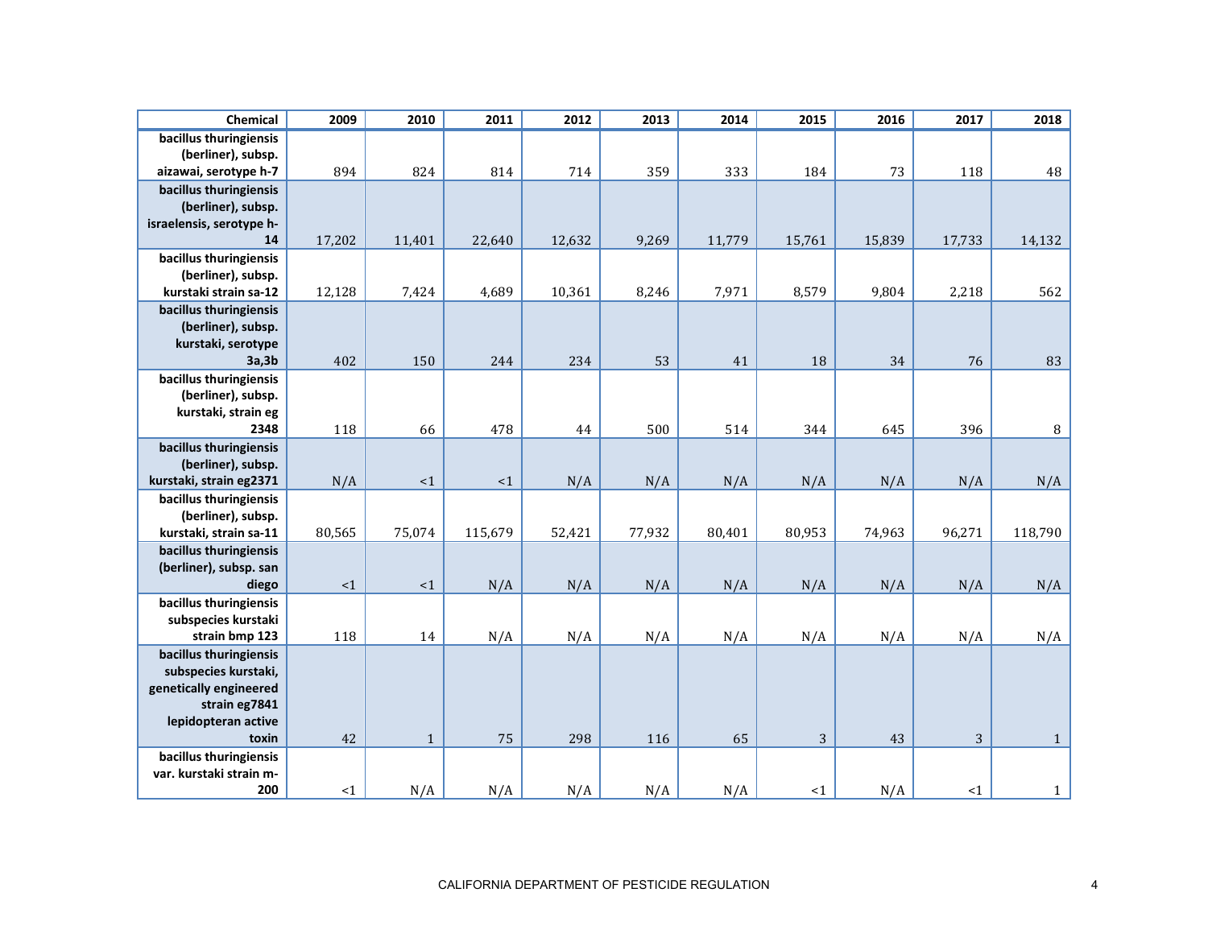| Chemical | 2009 | 2010 | 2011 | 2012 | 2013 | 2014 | 2015 | 2016 | 2017 | 2018 |
|---|---|---|---|---|---|---|---|---|---|---|
| bacillus thuringiensis (berliner), subsp. aizawai, serotype h-7 | 894 | 824 | 814 | 714 | 359 | 333 | 184 | 73 | 118 | 48 |
| bacillus thuringiensis (berliner), subsp. israelensis, serotype h-14 | 17,202 | 11,401 | 22,640 | 12,632 | 9,269 | 11,779 | 15,761 | 15,839 | 17,733 | 14,132 |
| bacillus thuringiensis (berliner), subsp. kurstaki strain sa-12 | 12,128 | 7,424 | 4,689 | 10,361 | 8,246 | 7,971 | 8,579 | 9,804 | 2,218 | 562 |
| bacillus thuringiensis (berliner), subsp. kurstaki, serotype 3a,3b | 402 | 150 | 244 | 234 | 53 | 41 | 18 | 34 | 76 | 83 |
| bacillus thuringiensis (berliner), subsp. kurstaki, strain eg 2348 | 118 | 66 | 478 | 44 | 500 | 514 | 344 | 645 | 396 | 8 |
| bacillus thuringiensis (berliner), subsp. kurstaki, strain eg2371 | N/A | <1 | <1 | N/A | N/A | N/A | N/A | N/A | N/A | N/A |
| bacillus thuringiensis (berliner), subsp. kurstaki, strain sa-11 | 80,565 | 75,074 | 115,679 | 52,421 | 77,932 | 80,401 | 80,953 | 74,963 | 96,271 | 118,790 |
| bacillus thuringiensis (berliner), subsp. san diego | <1 | <1 | N/A | N/A | N/A | N/A | N/A | N/A | N/A | N/A |
| bacillus thuringiensis subspecies kurstaki strain bmp 123 | 118 | 14 | N/A | N/A | N/A | N/A | N/A | N/A | N/A | N/A |
| bacillus thuringiensis subspecies kurstaki, genetically engineered strain eg7841 lepidopteran active toxin | 42 | 1 | 75 | 298 | 116 | 65 | 3 | 43 | 3 | 1 |
| bacillus thuringiensis var. kurstaki strain m-200 | <1 | N/A | N/A | N/A | N/A | N/A | <1 | N/A | <1 | 1 |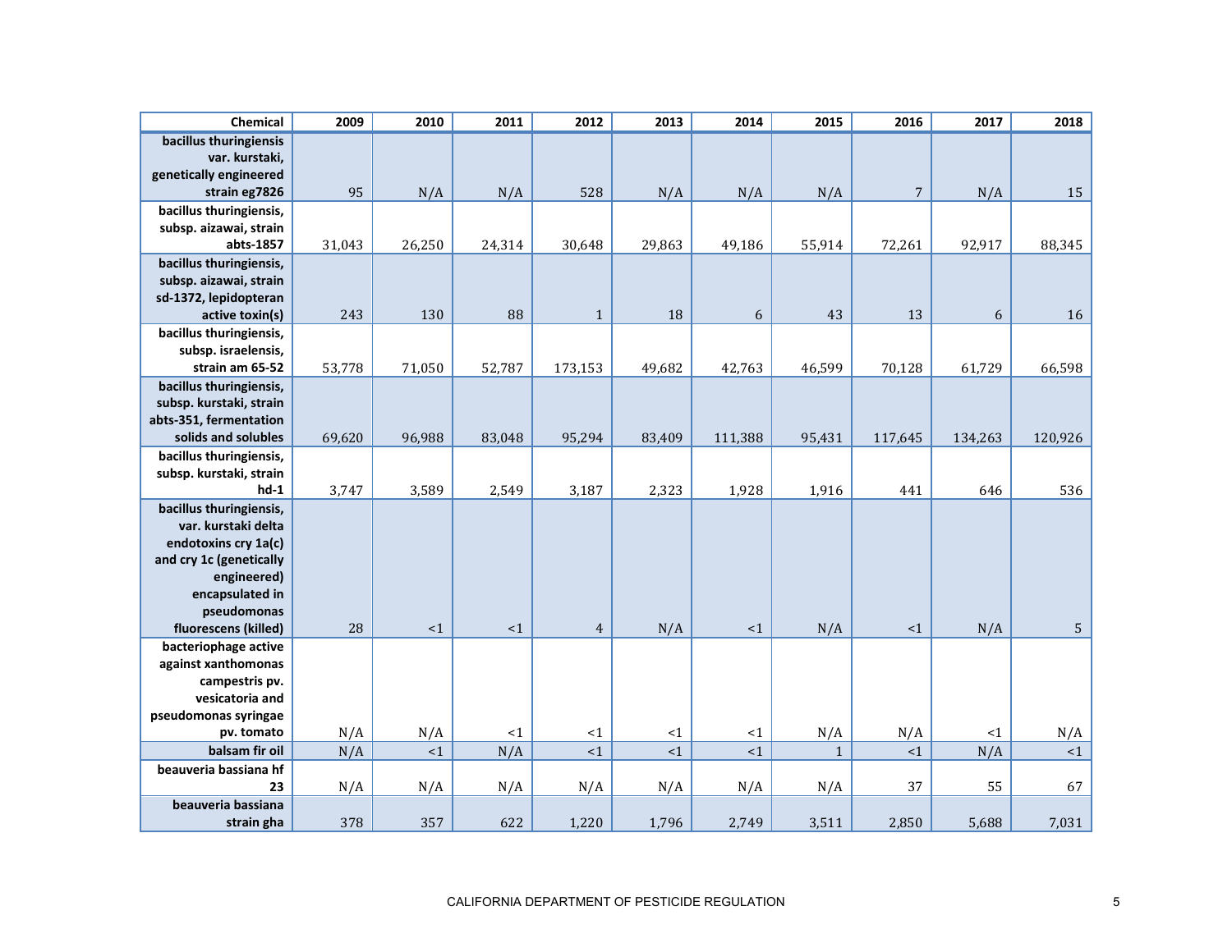| Chemical | 2009 | 2010 | 2011 | 2012 | 2013 | 2014 | 2015 | 2016 | 2017 | 2018 |
|---|---|---|---|---|---|---|---|---|---|---|
| bacillus thuringiensis var. kurstaki, genetically engineered strain eg7826 | 95 | N/A | N/A | 528 | N/A | N/A | N/A | 7 | N/A | 15 |
| bacillus thuringiensis, subsp. aizawai, strain abts-1857 | 31,043 | 26,250 | 24,314 | 30,648 | 29,863 | 49,186 | 55,914 | 72,261 | 92,917 | 88,345 |
| bacillus thuringiensis, subsp. aizawai, strain sd-1372, lepidopteran active toxin(s) | 243 | 130 | 88 | 1 | 18 | 6 | 43 | 13 | 6 | 16 |
| bacillus thuringiensis, subsp. israelensis, strain am 65-52 | 53,778 | 71,050 | 52,787 | 173,153 | 49,682 | 42,763 | 46,599 | 70,128 | 61,729 | 66,598 |
| bacillus thuringiensis, subsp. kurstaki, strain abts-351, fermentation solids and solubles | 69,620 | 96,988 | 83,048 | 95,294 | 83,409 | 111,388 | 95,431 | 117,645 | 134,263 | 120,926 |
| bacillus thuringiensis, subsp. kurstaki, strain hd-1 | 3,747 | 3,589 | 2,549 | 3,187 | 2,323 | 1,928 | 1,916 | 441 | 646 | 536 |
| bacillus thuringiensis, var. kurstaki delta endotoxins cry 1a(c) and cry 1c (genetically engineered) encapsulated in pseudomonas fluorescens (killed) | 28 | <1 | <1 | 4 | N/A | <1 | N/A | <1 | N/A | 5 |
| bacteriophage active against xanthomonas campestris pv. vesicatoria and pseudomonas syringae pv. tomato | N/A | N/A | <1 | <1 | <1 | <1 | N/A | N/A | <1 | N/A |
| balsam fir oil | N/A | <1 | N/A | <1 | <1 | <1 | 1 | <1 | N/A | <1 |
| beauveria bassiana hf 23 | N/A | N/A | N/A | N/A | N/A | N/A | N/A | 37 | 55 | 67 |
| beauveria bassiana strain gha | 378 | 357 | 622 | 1,220 | 1,796 | 2,749 | 3,511 | 2,850 | 5,688 | 7,031 |

CALIFORNIA DEPARTMENT OF PESTICIDE REGULATION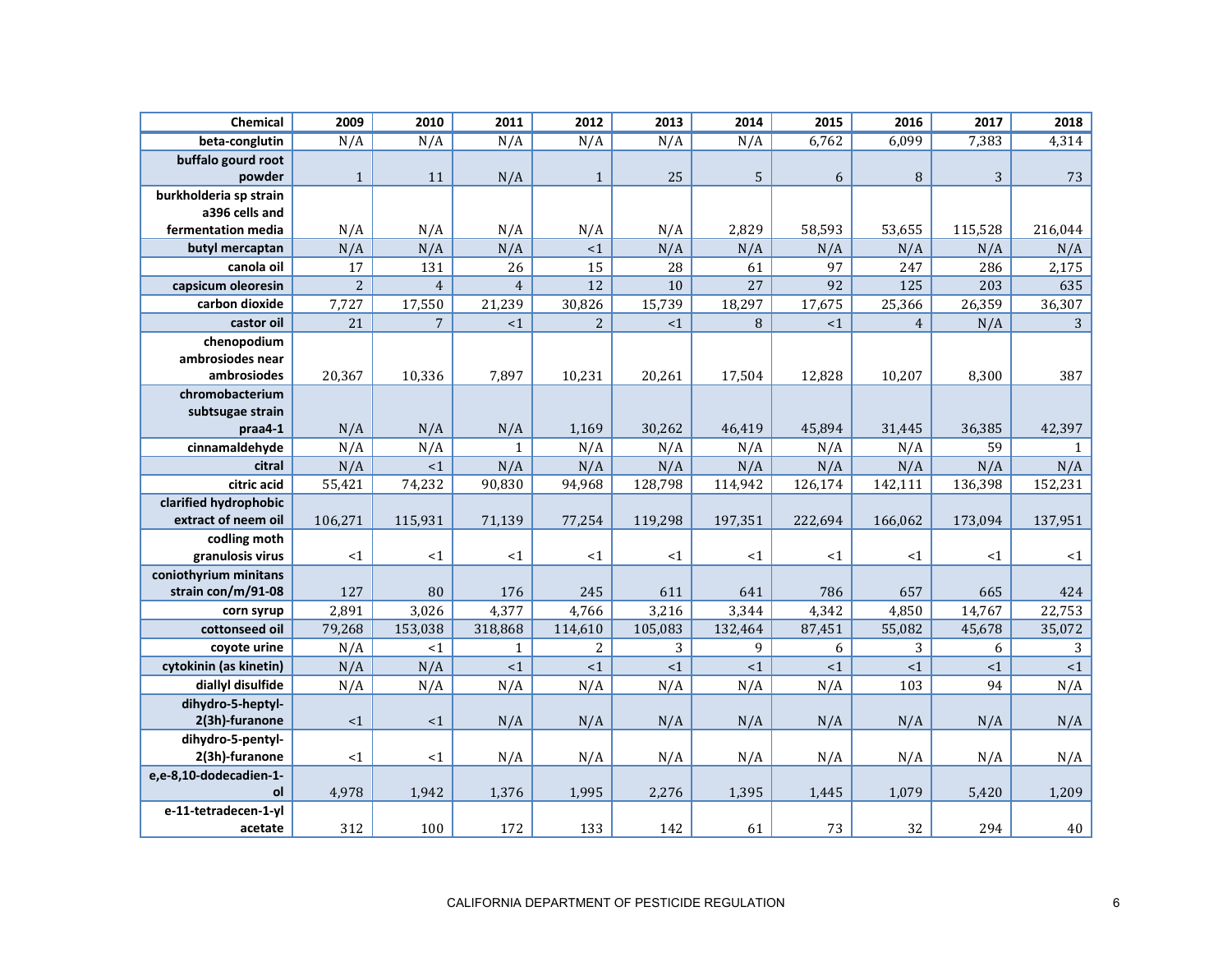| Chemical | 2009 | 2010 | 2011 | 2012 | 2013 | 2014 | 2015 | 2016 | 2017 | 2018 |
|---|---|---|---|---|---|---|---|---|---|---|
| beta-conglutin | N/A | N/A | N/A | N/A | N/A | N/A | 6,762 | 6,099 | 7,383 | 4,314 |
| buffalo gourd root powder | 1 | 11 | N/A | 1 | 25 | 5 | 6 | 8 | 3 | 73 |
| burkholderia sp strain a396 cells and fermentation media | N/A | N/A | N/A | N/A | N/A | 2,829 | 58,593 | 53,655 | 115,528 | 216,044 |
| butyl mercaptan | N/A | N/A | N/A | <1 | N/A | N/A | N/A | N/A | N/A | N/A |
| canola oil | 17 | 131 | 26 | 15 | 28 | 61 | 97 | 247 | 286 | 2,175 |
| capsicum oleoresin | 2 | 4 | 4 | 12 | 10 | 27 | 92 | 125 | 203 | 635 |
| carbon dioxide | 7,727 | 17,550 | 21,239 | 30,826 | 15,739 | 18,297 | 17,675 | 25,366 | 26,359 | 36,307 |
| castor oil | 21 | 7 | <1 | 2 | <1 | 8 | <1 | 4 | N/A | 3 |
| chenopodium ambrosiodes near ambrosiodes | 20,367 | 10,336 | 7,897 | 10,231 | 20,261 | 17,504 | 12,828 | 10,207 | 8,300 | 387 |
| chromobacterium subtsugae strain praa4-1 | N/A | N/A | N/A | 1,169 | 30,262 | 46,419 | 45,894 | 31,445 | 36,385 | 42,397 |
| cinnamaldehyde | N/A | N/A | 1 | N/A | N/A | N/A | N/A | N/A | 59 | 1 |
| citral | N/A | <1 | N/A | N/A | N/A | N/A | N/A | N/A | N/A | N/A |
| citric acid | 55,421 | 74,232 | 90,830 | 94,968 | 128,798 | 114,942 | 126,174 | 142,111 | 136,398 | 152,231 |
| clarified hydrophobic extract of neem oil | 106,271 | 115,931 | 71,139 | 77,254 | 119,298 | 197,351 | 222,694 | 166,062 | 173,094 | 137,951 |
| codling moth granulosis virus | <1 | <1 | <1 | <1 | <1 | <1 | <1 | <1 | <1 | <1 |
| coniothyrium minitans strain con/m/91-08 | 127 | 80 | 176 | 245 | 611 | 641 | 786 | 657 | 665 | 424 |
| corn syrup | 2,891 | 3,026 | 4,377 | 4,766 | 3,216 | 3,344 | 4,342 | 4,850 | 14,767 | 22,753 |
| cottonseed oil | 79,268 | 153,038 | 318,868 | 114,610 | 105,083 | 132,464 | 87,451 | 55,082 | 45,678 | 35,072 |
| coyote urine | N/A | <1 | 1 | 2 | 3 | 9 | 6 | 3 | 6 | 3 |
| cytokinin (as kinetin) | N/A | N/A | <1 | <1 | <1 | <1 | <1 | <1 | <1 | <1 |
| diallyl disulfide | N/A | N/A | N/A | N/A | N/A | N/A | N/A | 103 | 94 | N/A |
| dihydro-5-heptyl-2(3h)-furanone | <1 | <1 | N/A | N/A | N/A | N/A | N/A | N/A | N/A | N/A |
| dihydro-5-pentyl-2(3h)-furanone | <1 | <1 | N/A | N/A | N/A | N/A | N/A | N/A | N/A | N/A |
| e,e-8,10-dodecadien-1-ol | 4,978 | 1,942 | 1,376 | 1,995 | 2,276 | 1,395 | 1,445 | 1,079 | 5,420 | 1,209 |
| e-11-tetradecen-1-yl acetate | 312 | 100 | 172 | 133 | 142 | 61 | 73 | 32 | 294 | 40 |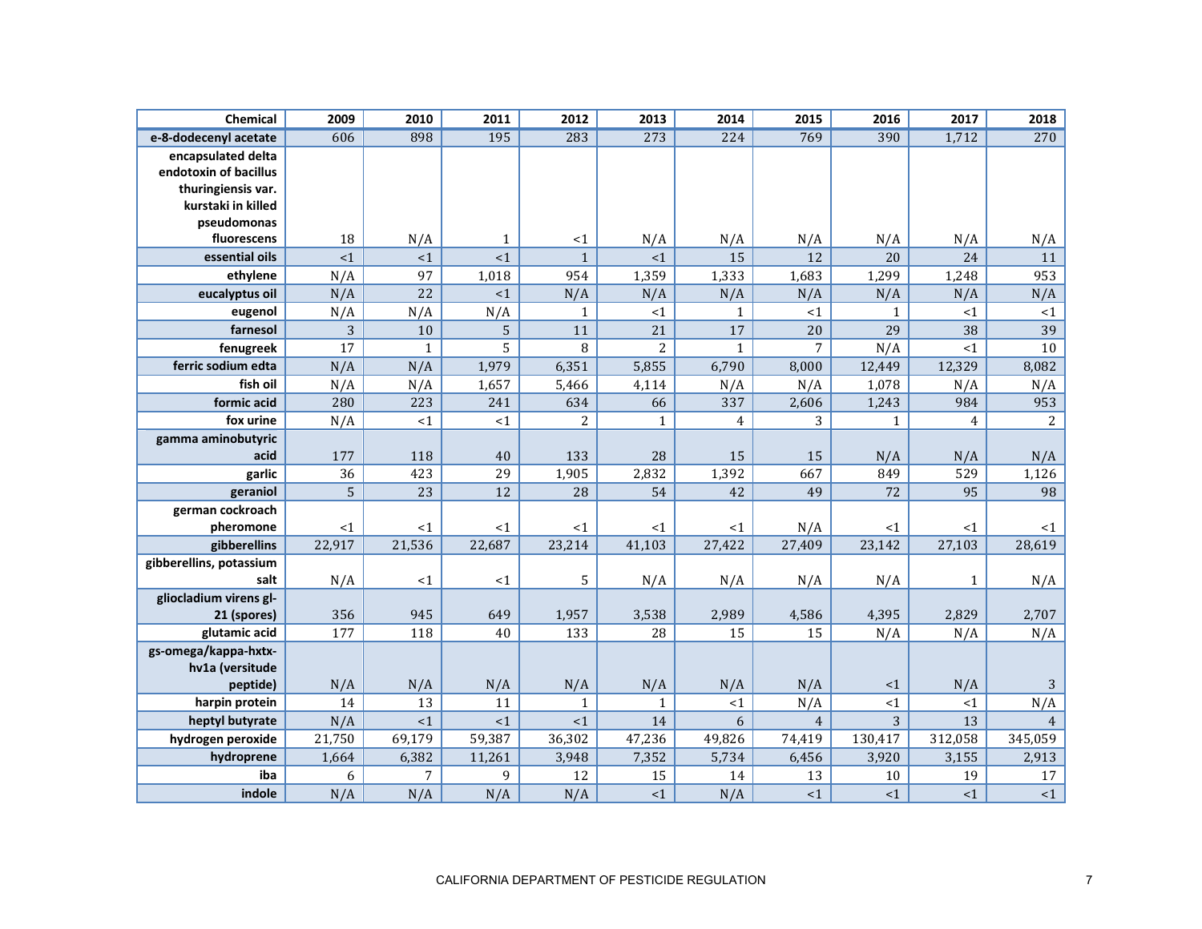| Chemical | 2009 | 2010 | 2011 | 2012 | 2013 | 2014 | 2015 | 2016 | 2017 | 2018 |
|---|---|---|---|---|---|---|---|---|---|---|
| e-8-dodecenyl acetate | 606 | 898 | 195 | 283 | 273 | 224 | 769 | 390 | 1,712 | 270 |
| encapsulated delta endotoxin of bacillus thuringiensis var. kurstaki in killed pseudomonas fluorescens | 18 | N/A | 1 | <1 | N/A | N/A | N/A | N/A | N/A | N/A |
| essential oils | <1 | <1 | <1 | 1 | <1 | 15 | 12 | 20 | 24 | 11 |
| ethylene | N/A | 97 | 1,018 | 954 | 1,359 | 1,333 | 1,683 | 1,299 | 1,248 | 953 |
| eucalyptus oil | N/A | 22 | <1 | N/A | N/A | N/A | N/A | N/A | N/A | N/A |
| eugenol | N/A | N/A | N/A | 1 | <1 | 1 | <1 | 1 | <1 | <1 |
| farnesol | 3 | 10 | 5 | 11 | 21 | 17 | 20 | 29 | 38 | 39 |
| fenugreek | 17 | 1 | 5 | 8 | 2 | 1 | 7 | N/A | <1 | 10 |
| ferric sodium edta | N/A | N/A | 1,979 | 6,351 | 5,855 | 6,790 | 8,000 | 12,449 | 12,329 | 8,082 |
| fish oil | N/A | N/A | 1,657 | 5,466 | 4,114 | N/A | N/A | 1,078 | N/A | N/A |
| formic acid | 280 | 223 | 241 | 634 | 66 | 337 | 2,606 | 1,243 | 984 | 953 |
| fox urine | N/A | <1 | <1 | 2 | 1 | 4 | 3 | 1 | 4 | 2 |
| gamma aminobutyric acid | 177 | 118 | 40 | 133 | 28 | 15 | 15 | N/A | N/A | N/A |
| garlic | 36 | 423 | 29 | 1,905 | 2,832 | 1,392 | 667 | 849 | 529 | 1,126 |
| geraniol | 5 | 23 | 12 | 28 | 54 | 42 | 49 | 72 | 95 | 98 |
| german cockroach pheromone | <1 | <1 | <1 | <1 | <1 | <1 | N/A | <1 | <1 | <1 |
| gibberellins | 22,917 | 21,536 | 22,687 | 23,214 | 41,103 | 27,422 | 27,409 | 23,142 | 27,103 | 28,619 |
| gibberellins, potassium salt | N/A | <1 | <1 | 5 | N/A | N/A | N/A | N/A | 1 | N/A |
| gliocladium virens gl-21 (spores) | 356 | 945 | 649 | 1,957 | 3,538 | 2,989 | 4,586 | 4,395 | 2,829 | 2,707 |
| glutamic acid | 177 | 118 | 40 | 133 | 28 | 15 | 15 | N/A | N/A | N/A |
| gs-omega/kappa-hxtx-hv1a (versitude peptide) | N/A | N/A | N/A | N/A | N/A | N/A | N/A | <1 | N/A | 3 |
| harpin protein | 14 | 13 | 11 | 1 | 1 | <1 | N/A | <1 | <1 | N/A |
| heptyl butyrate | N/A | <1 | <1 | <1 | 14 | 6 | 4 | 3 | 13 | 4 |
| hydrogen peroxide | 21,750 | 69,179 | 59,387 | 36,302 | 47,236 | 49,826 | 74,419 | 130,417 | 312,058 | 345,059 |
| hydroprene | 1,664 | 6,382 | 11,261 | 3,948 | 7,352 | 5,734 | 6,456 | 3,920 | 3,155 | 2,913 |
| iba | 6 | 7 | 9 | 12 | 15 | 14 | 13 | 10 | 19 | 17 |
| indole | N/A | N/A | N/A | N/A | <1 | N/A | <1 | <1 | <1 | <1 |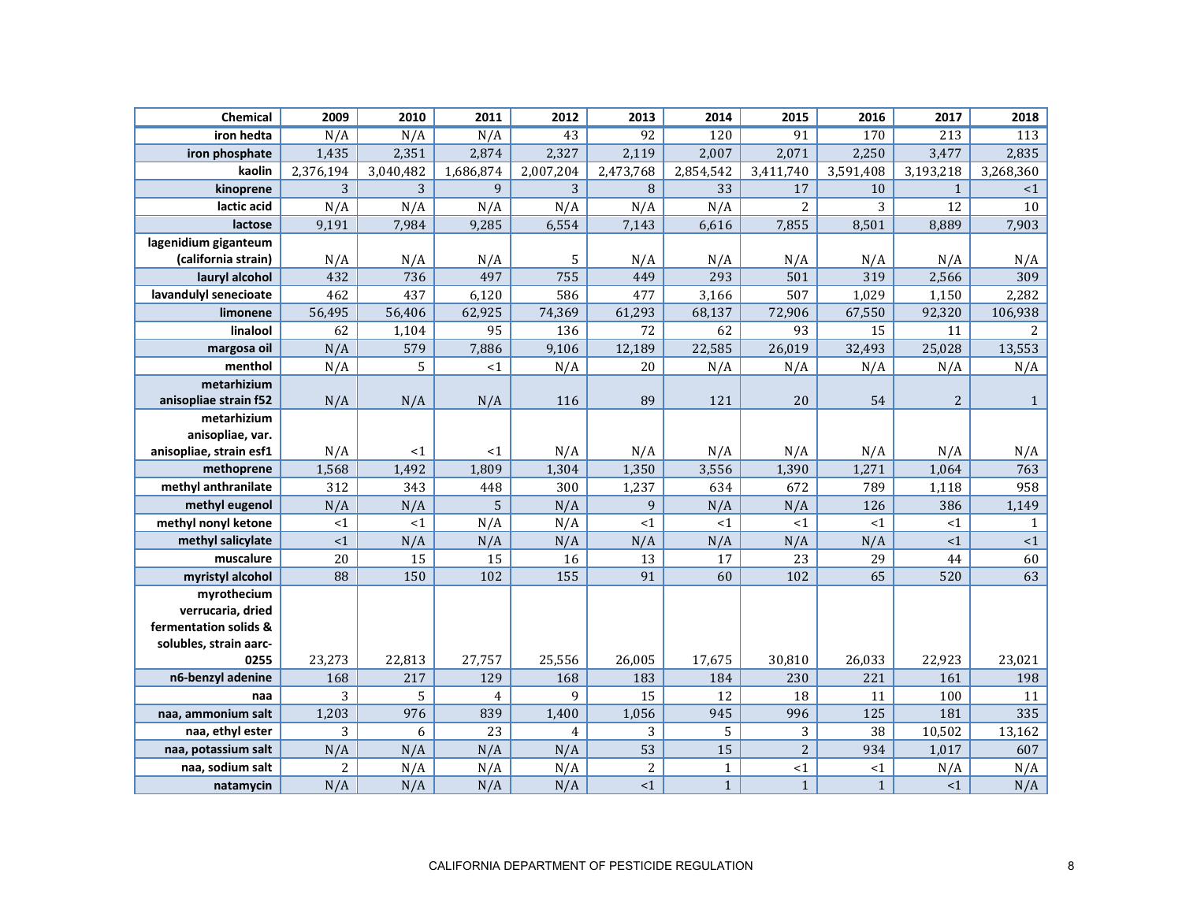| Chemical | 2009 | 2010 | 2011 | 2012 | 2013 | 2014 | 2015 | 2016 | 2017 | 2018 |
|---|---|---|---|---|---|---|---|---|---|---|
| iron hedta | N/A | N/A | N/A | 43 | 92 | 120 | 91 | 170 | 213 | 113 |
| iron phosphate | 1,435 | 2,351 | 2,874 | 2,327 | 2,119 | 2,007 | 2,071 | 2,250 | 3,477 | 2,835 |
| kaolin | 2,376,194 | 3,040,482 | 1,686,874 | 2,007,204 | 2,473,768 | 2,854,542 | 3,411,740 | 3,591,408 | 3,193,218 | 3,268,360 |
| kinoprene | 3 | 3 | 9 | 3 | 8 | 33 | 17 | 10 | 1 | <1 |
| lactic acid | N/A | N/A | N/A | N/A | N/A | N/A | 2 | 3 | 12 | 10 |
| lactose | 9,191 | 7,984 | 9,285 | 6,554 | 7,143 | 6,616 | 7,855 | 8,501 | 8,889 | 7,903 |
| lagenidium giganteum (california strain) | N/A | N/A | N/A | 5 | N/A | N/A | N/A | N/A | N/A | N/A |
| lauryl alcohol | 432 | 736 | 497 | 755 | 449 | 293 | 501 | 319 | 2,566 | 309 |
| lavandulyl senecioate | 462 | 437 | 6,120 | 586 | 477 | 3,166 | 507 | 1,029 | 1,150 | 2,282 |
| limonene | 56,495 | 56,406 | 62,925 | 74,369 | 61,293 | 68,137 | 72,906 | 67,550 | 92,320 | 106,938 |
| linalool | 62 | 1,104 | 95 | 136 | 72 | 62 | 93 | 15 | 11 | 2 |
| margosa oil | N/A | 579 | 7,886 | 9,106 | 12,189 | 22,585 | 26,019 | 32,493 | 25,028 | 13,553 |
| menthol | N/A | 5 | <1 | N/A | 20 | N/A | N/A | N/A | N/A | N/A |
| metarhizium anisopliae strain f52 | N/A | N/A | N/A | 116 | 89 | 121 | 20 | 54 | 2 | 1 |
| metarhizium anisopliae, var. anisopliae, strain esf1 | N/A | <1 | <1 | N/A | N/A | N/A | N/A | N/A | N/A | N/A |
| methoprene | 1,568 | 1,492 | 1,809 | 1,304 | 1,350 | 3,556 | 1,390 | 1,271 | 1,064 | 763 |
| methyl anthranilate | 312 | 343 | 448 | 300 | 1,237 | 634 | 672 | 789 | 1,118 | 958 |
| methyl eugenol | N/A | N/A | 5 | N/A | 9 | N/A | N/A | 126 | 386 | 1,149 |
| methyl nonyl ketone | <1 | <1 | N/A | N/A | <1 | <1 | <1 | <1 | <1 | 1 |
| methyl salicylate | <1 | N/A | N/A | N/A | N/A | N/A | N/A | N/A | <1 | <1 |
| muscalure | 20 | 15 | 15 | 16 | 13 | 17 | 23 | 29 | 44 | 60 |
| myristyl alcohol | 88 | 150 | 102 | 155 | 91 | 60 | 102 | 65 | 520 | 63 |
| myrothecium verrucaria, dried fermentation solids & solubles, strain aarc-0255 | 23,273 | 22,813 | 27,757 | 25,556 | 26,005 | 17,675 | 30,810 | 26,033 | 22,923 | 23,021 |
| n6-benzyl adenine | 168 | 217 | 129 | 168 | 183 | 184 | 230 | 221 | 161 | 198 |
| naa | 3 | 5 | 4 | 9 | 15 | 12 | 18 | 11 | 100 | 11 |
| naa, ammonium salt | 1,203 | 976 | 839 | 1,400 | 1,056 | 945 | 996 | 125 | 181 | 335 |
| naa, ethyl ester | 3 | 6 | 23 | 4 | 3 | 5 | 3 | 38 | 10,502 | 13,162 |
| naa, potassium salt | N/A | N/A | N/A | N/A | 53 | 15 | 2 | 934 | 1,017 | 607 |
| naa, sodium salt | 2 | N/A | N/A | N/A | 2 | 1 | <1 | <1 | N/A | N/A |
| natamycin | N/A | N/A | N/A | N/A | <1 | 1 | 1 | 1 | <1 | N/A |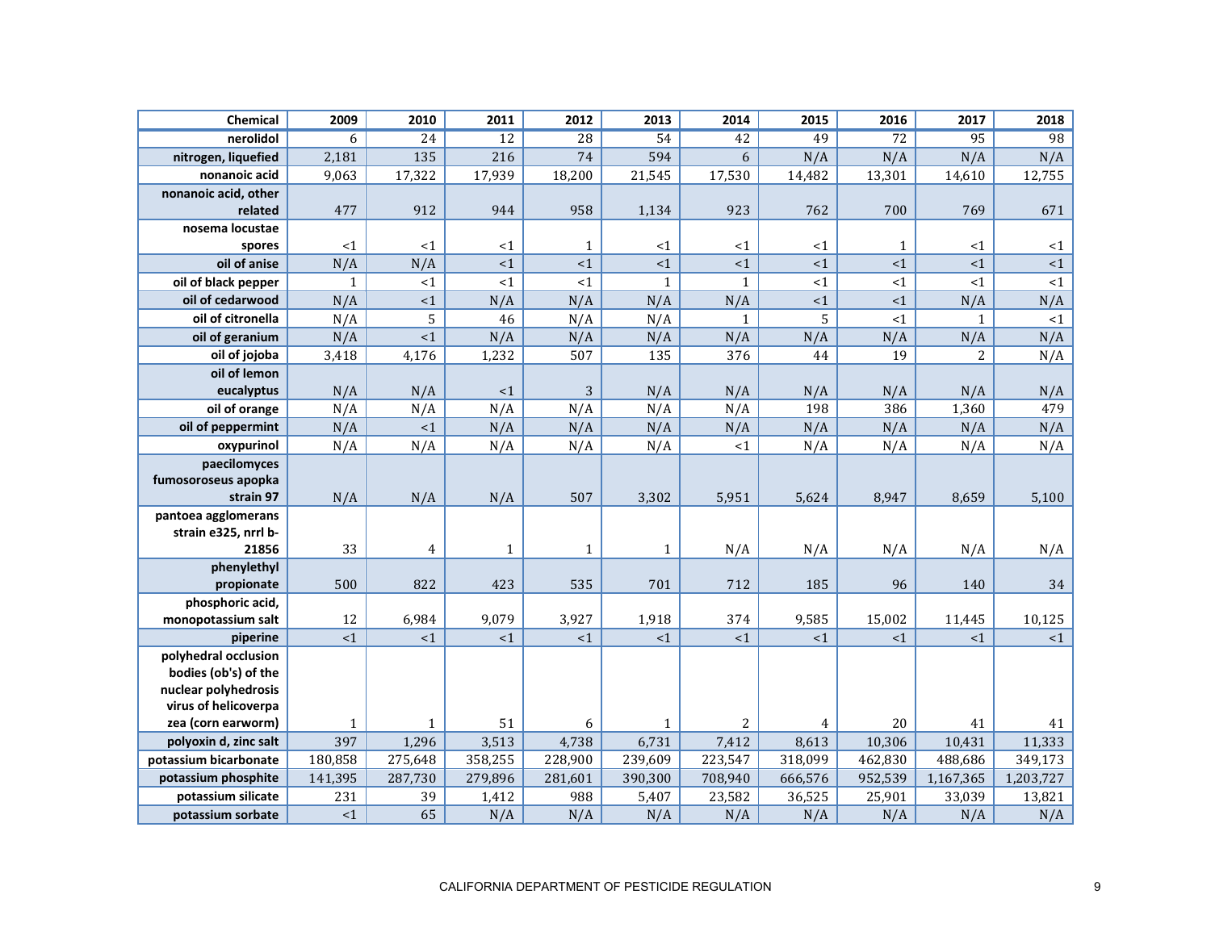| Chemical | 2009 | 2010 | 2011 | 2012 | 2013 | 2014 | 2015 | 2016 | 2017 | 2018 |
|---|---|---|---|---|---|---|---|---|---|---|
| nerolidol | 6 | 24 | 12 | 28 | 54 | 42 | 49 | 72 | 95 | 98 |
| nitrogen, liquefied | 2,181 | 135 | 216 | 74 | 594 | 6 | N/A | N/A | N/A | N/A |
| nonanoic acid | 9,063 | 17,322 | 17,939 | 18,200 | 21,545 | 17,530 | 14,482 | 13,301 | 14,610 | 12,755 |
| nonanoic acid, other related | 477 | 912 | 944 | 958 | 1,134 | 923 | 762 | 700 | 769 | 671 |
| nosema locustae spores | <1 | <1 | <1 | 1 | <1 | <1 | <1 | 1 | <1 | <1 |
| oil of anise | N/A | N/A | <1 | <1 | <1 | <1 | <1 | <1 | <1 | <1 |
| oil of black pepper | 1 | <1 | <1 | <1 | 1 | 1 | <1 | <1 | <1 | <1 |
| oil of cedarwood | N/A | <1 | N/A | N/A | N/A | N/A | <1 | <1 | N/A | N/A |
| oil of citronella | N/A | 5 | 46 | N/A | N/A | 1 | 5 | <1 | 1 | <1 |
| oil of geranium | N/A | <1 | N/A | N/A | N/A | N/A | N/A | N/A | N/A | N/A |
| oil of jojoba | 3,418 | 4,176 | 1,232 | 507 | 135 | 376 | 44 | 19 | 2 | N/A |
| oil of lemon eucalyptus | N/A | N/A | <1 | 3 | N/A | N/A | N/A | N/A | N/A | N/A |
| oil of orange | N/A | N/A | N/A | N/A | N/A | N/A | 198 | 386 | 1,360 | 479 |
| oil of peppermint | N/A | <1 | N/A | N/A | N/A | N/A | N/A | N/A | N/A | N/A |
| oxypurinol | N/A | N/A | N/A | N/A | N/A | <1 | N/A | N/A | N/A | N/A |
| paecilomyces fumosoroseus apopka strain 97 | N/A | N/A | N/A | 507 | 3,302 | 5,951 | 5,624 | 8,947 | 8,659 | 5,100 |
| pantoea agglomerans strain e325, nrrl b-21856 | 33 | 4 | 1 | 1 | 1 | N/A | N/A | N/A | N/A | N/A |
| phenylethyl propionate | 500 | 822 | 423 | 535 | 701 | 712 | 185 | 96 | 140 | 34 |
| phosphoric acid, monopotassium salt | 12 | 6,984 | 9,079 | 3,927 | 1,918 | 374 | 9,585 | 15,002 | 11,445 | 10,125 |
| piperine | <1 | <1 | <1 | <1 | <1 | <1 | <1 | <1 | <1 | <1 |
| polyhedral occlusion bodies (ob's) of the nuclear polyhedrosis virus of helicoverpa zea (corn earworm) | 1 | 1 | 51 | 6 | 1 | 2 | 4 | 20 | 41 | 41 |
| polyoxin d, zinc salt | 397 | 1,296 | 3,513 | 4,738 | 6,731 | 7,412 | 8,613 | 10,306 | 10,431 | 11,333 |
| potassium bicarbonate | 180,858 | 275,648 | 358,255 | 228,900 | 239,609 | 223,547 | 318,099 | 462,830 | 488,686 | 349,173 |
| potassium phosphite | 141,395 | 287,730 | 279,896 | 281,601 | 390,300 | 708,940 | 666,576 | 952,539 | 1,167,365 | 1,203,727 |
| potassium silicate | 231 | 39 | 1,412 | 988 | 5,407 | 23,582 | 36,525 | 25,901 | 33,039 | 13,821 |
| potassium sorbate | <1 | 65 | N/A | N/A | N/A | N/A | N/A | N/A | N/A | N/A |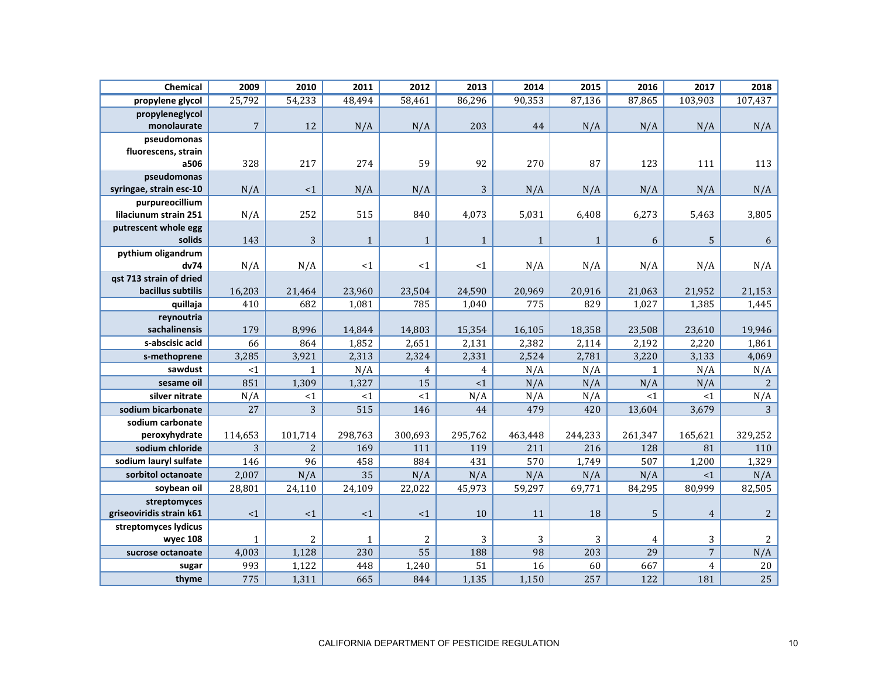| Chemical | 2009 | 2010 | 2011 | 2012 | 2013 | 2014 | 2015 | 2016 | 2017 | 2018 |
|---|---|---|---|---|---|---|---|---|---|---|
| propylene glycol | 25,792 | 54,233 | 48,494 | 58,461 | 86,296 | 90,353 | 87,136 | 87,865 | 103,903 | 107,437 |
| propyleneglycol monolaurate | 7 | 12 | N/A | N/A | 203 | 44 | N/A | N/A | N/A | N/A |
| pseudomonas fluorescens, strain a506 | 328 | 217 | 274 | 59 | 92 | 270 | 87 | 123 | 111 | 113 |
| pseudomonas syringae, strain esc-10 | N/A | <1 | N/A | N/A | 3 | N/A | N/A | N/A | N/A | N/A |
| purpureocillium lilaciunum strain 251 | N/A | 252 | 515 | 840 | 4,073 | 5,031 | 6,408 | 6,273 | 5,463 | 3,805 |
| putrescent whole egg solids | 143 | 3 | 1 | 1 | 1 | 1 | 1 | 6 | 5 | 6 |
| pythium oligandrum dv74 | N/A | N/A | <1 | <1 | <1 | N/A | N/A | N/A | N/A | N/A |
| qst 713 strain of dried bacillus subtilis | 16,203 | 21,464 | 23,960 | 23,504 | 24,590 | 20,969 | 20,916 | 21,063 | 21,952 | 21,153 |
| quillaja | 410 | 682 | 1,081 | 785 | 1,040 | 775 | 829 | 1,027 | 1,385 | 1,445 |
| reynoutria sachalinensis | 179 | 8,996 | 14,844 | 14,803 | 15,354 | 16,105 | 18,358 | 23,508 | 23,610 | 19,946 |
| s-abscisic acid | 66 | 864 | 1,852 | 2,651 | 2,131 | 2,382 | 2,114 | 2,192 | 2,220 | 1,861 |
| s-methoprene | 3,285 | 3,921 | 2,313 | 2,324 | 2,331 | 2,524 | 2,781 | 3,220 | 3,133 | 4,069 |
| sawdust | <1 | 1 | N/A | 4 | 4 | N/A | N/A | 1 | N/A | N/A |
| sesame oil | 851 | 1,309 | 1,327 | 15 | <1 | N/A | N/A | N/A | N/A | 2 |
| silver nitrate | N/A | <1 | <1 | <1 | N/A | N/A | N/A | <1 | <1 | N/A |
| sodium bicarbonate | 27 | 3 | 515 | 146 | 44 | 479 | 420 | 13,604 | 3,679 | 3 |
| sodium carbonate peroxyhydrate | 114,653 | 101,714 | 298,763 | 300,693 | 295,762 | 463,448 | 244,233 | 261,347 | 165,621 | 329,252 |
| sodium chloride | 3 | 2 | 169 | 111 | 119 | 211 | 216 | 128 | 81 | 110 |
| sodium lauryl sulfate | 146 | 96 | 458 | 884 | 431 | 570 | 1,749 | 507 | 1,200 | 1,329 |
| sorbitol octanoate | 2,007 | N/A | 35 | N/A | N/A | N/A | N/A | N/A | <1 | N/A |
| soybean oil | 28,801 | 24,110 | 24,109 | 22,022 | 45,973 | 59,297 | 69,771 | 84,295 | 80,999 | 82,505 |
| streptomyces griseoviridis strain k61 | <1 | <1 | <1 | <1 | 10 | 11 | 18 | 5 | 4 | 2 |
| streptomyces lydicus wyec 108 | 1 | 2 | 1 | 2 | 3 | 3 | 3 | 4 | 3 | 2 |
| sucrose octanoate | 4,003 | 1,128 | 230 | 55 | 188 | 98 | 203 | 29 | 7 | N/A |
| sugar | 993 | 1,122 | 448 | 1,240 | 51 | 16 | 60 | 667 | 4 | 20 |
| thyme | 775 | 1,311 | 665 | 844 | 1,135 | 1,150 | 257 | 122 | 181 | 25 |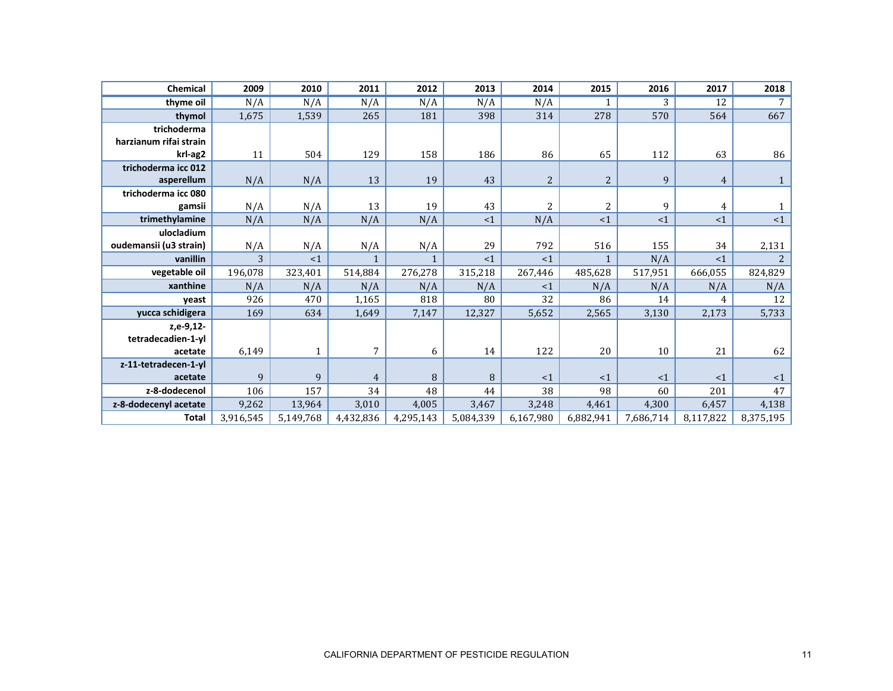| Chemical | 2009 | 2010 | 2011 | 2012 | 2013 | 2014 | 2015 | 2016 | 2017 | 2018 |
|---|---|---|---|---|---|---|---|---|---|---|
| thyme oil | N/A | N/A | N/A | N/A | N/A | N/A | 1 | 3 | 12 | 7 |
| thymol | 1,675 | 1,539 | 265 | 181 | 398 | 314 | 278 | 570 | 564 | 667 |
| trichoderma harzianum rifai strain krl-ag2 | 11 | 504 | 129 | 158 | 186 | 86 | 65 | 112 | 63 | 86 |
| trichoderma icc 012 asperellum | N/A | N/A | 13 | 19 | 43 | 2 | 2 | 9 | 4 | 1 |
| trichoderma icc 080 gamsii | N/A | N/A | 13 | 19 | 43 | 2 | 2 | 9 | 4 | 1 |
| trimethylamine | N/A | N/A | N/A | N/A | <1 | N/A | <1 | <1 | <1 | <1 |
| ulocladium oudemansii (u3 strain) | N/A | N/A | N/A | N/A | 29 | 792 | 516 | 155 | 34 | 2,131 |
| vanillin | 3 | <1 | 1 | 1 | <1 | <1 | 1 | N/A | <1 | 2 |
| vegetable oil | 196,078 | 323,401 | 514,884 | 276,278 | 315,218 | 267,446 | 485,628 | 517,951 | 666,055 | 824,829 |
| xanthine | N/A | N/A | N/A | N/A | N/A | <1 | N/A | N/A | N/A | N/A |
| yeast | 926 | 470 | 1,165 | 818 | 80 | 32 | 86 | 14 | 4 | 12 |
| yucca schidigera | 169 | 634 | 1,649 | 7,147 | 12,327 | 5,652 | 2,565 | 3,130 | 2,173 | 5,733 |
| z,e-9,12-tetradecadien-1-yl acetate | 6,149 | 1 | 7 | 6 | 14 | 122 | 20 | 10 | 21 | 62 |
| z-11-tetradecen-1-yl acetate | 9 | 9 | 4 | 8 | 8 | <1 | <1 | <1 | <1 | <1 |
| z-8-dodecenol | 106 | 157 | 34 | 48 | 44 | 38 | 98 | 60 | 201 | 47 |
| z-8-dodecenyl acetate | 9,262 | 13,964 | 3,010 | 4,005 | 3,467 | 3,248 | 4,461 | 4,300 | 6,457 | 4,138 |
| Total | 3,916,545 | 5,149,768 | 4,432,836 | 4,295,143 | 5,084,339 | 6,167,980 | 6,882,941 | 7,686,714 | 8,117,822 | 8,375,195 |